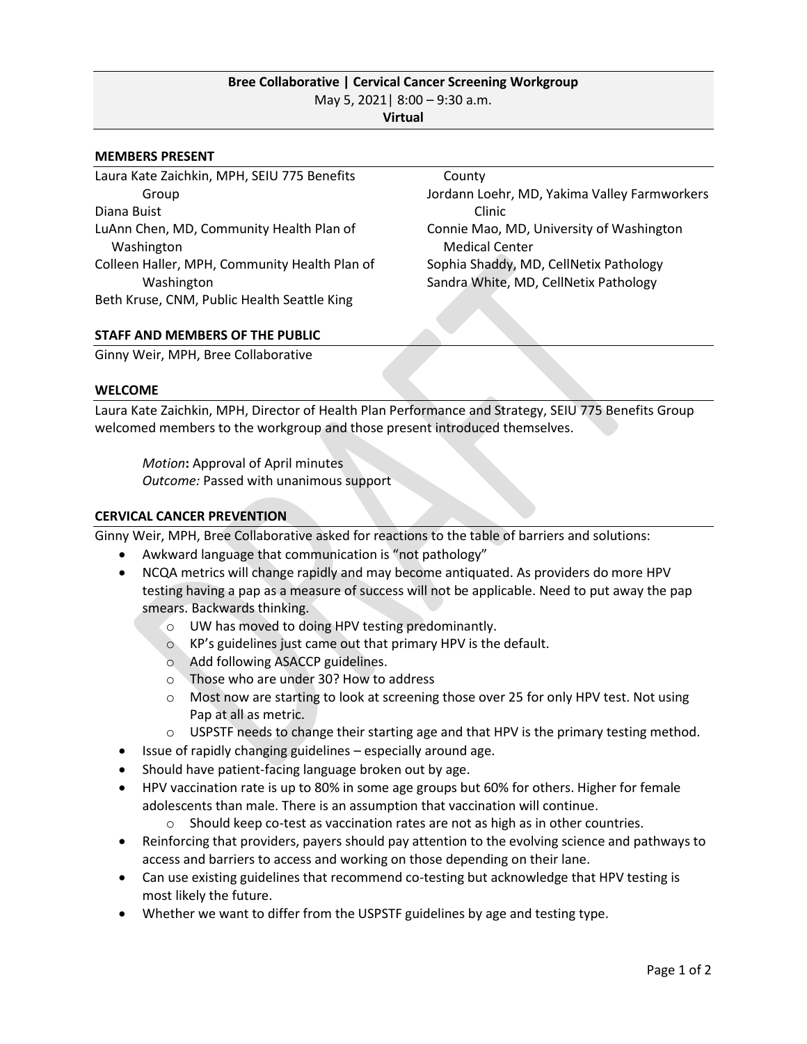**Bree Collaborative | Cervical Cancer Screening Workgroup**
May 5, 2021| 8:00 – 9:30 a.m.
**Virtual**

## MEMBERS PRESENT

Laura Kate Zaichkin, MPH, SEIU 775 Benefits Group
Diana Buist
LuAnn Chen, MD, Community Health Plan of Washington
Colleen Haller, MPH, Community Health Plan of Washington
Beth Kruse, CNM, Public Health Seattle King County
Jordann Loehr, MD, Yakima Valley Farmworkers Clinic
Connie Mao, MD, University of Washington Medical Center
Sophia Shaddy, MD, CellNetix Pathology
Sandra White, MD, CellNetix Pathology

## STAFF AND MEMBERS OF THE PUBLIC

Ginny Weir, MPH, Bree Collaborative

## WELCOME

Laura Kate Zaichkin, MPH, Director of Health Plan Performance and Strategy, SEIU 775 Benefits Group welcomed members to the workgroup and those present introduced themselves.

> *Motion***:** Approval of April minutes
> *Outcome:* Passed with unanimous support

## CERVICAL CANCER PREVENTION

Ginny Weir, MPH, Bree Collaborative asked for reactions to the table of barriers and solutions:

- Awkward language that communication is "not pathology"
- NCQA metrics will change rapidly and may become antiquated. As providers do more HPV testing having a pap as a measure of success will not be applicable. Need to put away the pap smears. Backwards thinking.
  - UW has moved to doing HPV testing predominantly.
  - KP's guidelines just came out that primary HPV is the default.
  - Add following ASACCP guidelines.
  - Those who are under 30? How to address
  - Most now are starting to look at screening those over 25 for only HPV test. Not using Pap at all as metric.
  - USPSTF needs to change their starting age and that HPV is the primary testing method.
- Issue of rapidly changing guidelines – especially around age.
- Should have patient-facing language broken out by age.
- HPV vaccination rate is up to 80% in some age groups but 60% for others. Higher for female adolescents than male. There is an assumption that vaccination will continue.
  - Should keep co-test as vaccination rates are not as high as in other countries.
- Reinforcing that providers, payers should pay attention to the evolving science and pathways to access and barriers to access and working on those depending on their lane.
- Can use existing guidelines that recommend co-testing but acknowledge that HPV testing is most likely the future.
- Whether we want to differ from the USPSTF guidelines by age and testing type.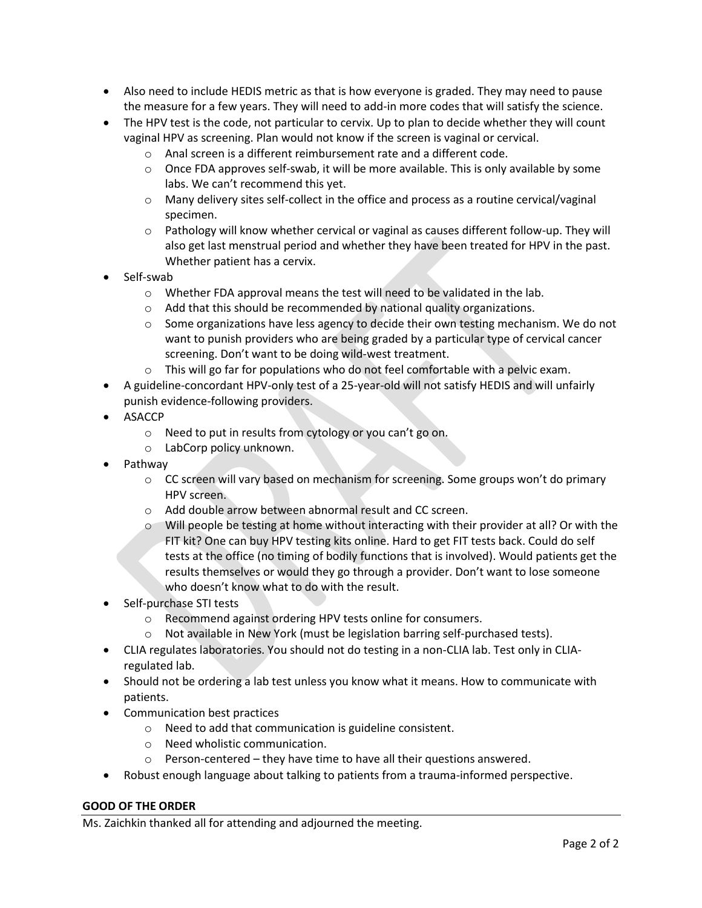- Also need to include HEDIS metric as that is how everyone is graded. They may need to pause the measure for a few years. They will need to add-in more codes that will satisfy the science.
- The HPV test is the code, not particular to cervix. Up to plan to decide whether they will count vaginal HPV as screening. Plan would not know if the screen is vaginal or cervical.
  - Anal screen is a different reimbursement rate and a different code.
  - Once FDA approves self-swab, it will be more available. This is only available by some labs. We can't recommend this yet.
  - Many delivery sites self-collect in the office and process as a routine cervical/vaginal specimen.
  - Pathology will know whether cervical or vaginal as causes different follow-up. They will also get last menstrual period and whether they have been treated for HPV in the past. Whether patient has a cervix.
- Self-swab
  - Whether FDA approval means the test will need to be validated in the lab.
  - Add that this should be recommended by national quality organizations.
  - Some organizations have less agency to decide their own testing mechanism. We do not want to punish providers who are being graded by a particular type of cervical cancer screening. Don't want to be doing wild-west treatment.
  - This will go far for populations who do not feel comfortable with a pelvic exam.
- A guideline-concordant HPV-only test of a 25-year-old will not satisfy HEDIS and will unfairly punish evidence-following providers.
- ASACCP
  - Need to put in results from cytology or you can't go on.
  - LabCorp policy unknown.
- Pathway
  - CC screen will vary based on mechanism for screening. Some groups won't do primary HPV screen.
  - Add double arrow between abnormal result and CC screen.
  - Will people be testing at home without interacting with their provider at all? Or with the FIT kit? One can buy HPV testing kits online. Hard to get FIT tests back. Could do self tests at the office (no timing of bodily functions that is involved). Would patients get the results themselves or would they go through a provider. Don't want to lose someone who doesn't know what to do with the result.
- Self-purchase STI tests
  - Recommend against ordering HPV tests online for consumers.
  - Not available in New York (must be legislation barring self-purchased tests).
- CLIA regulates laboratories. You should not do testing in a non-CLIA lab. Test only in CLIA-regulated lab.
- Should not be ordering a lab test unless you know what it means. How to communicate with patients.
- Communication best practices
  - Need to add that communication is guideline consistent.
  - Need wholistic communication.
  - Person-centered – they have time to have all their questions answered.
- Robust enough language about talking to patients from a trauma-informed perspective.

**GOOD OF THE ORDER**

Ms. Zaichkin thanked all for attending and adjourned the meeting.